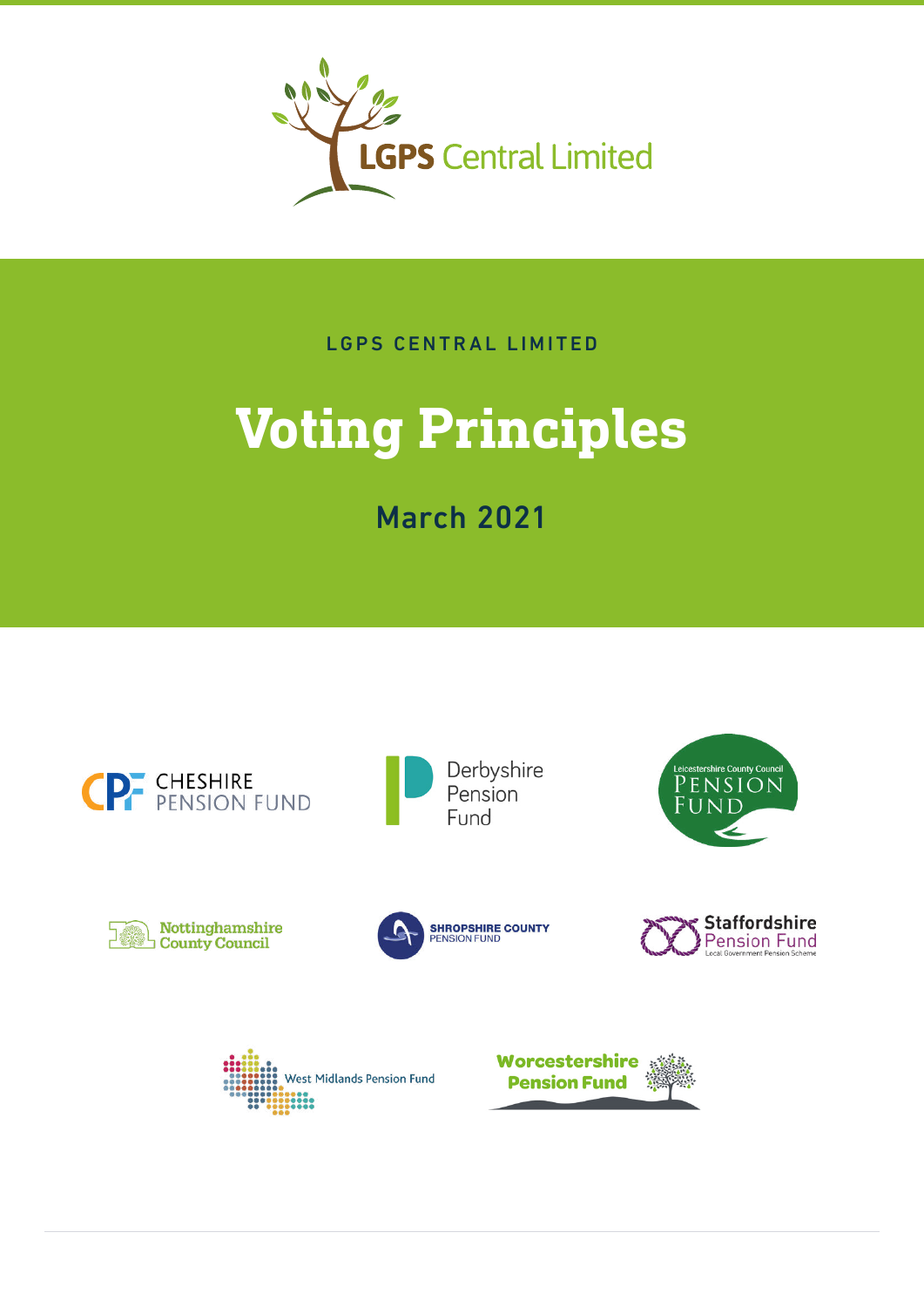LGPS Central Limited

LGPS CENTRAL LIMITED

# Voting Principles

March 2021

CHESHIRE PENSION FUND

Derbyshire Pension Fund

Leicestershire County Council PENSION FUND

Nottinghamshire County Council

SHROPSHIRE COUNTY PENSION FUND

Staffordshire Pension Fund Local Government Pension Scheme

West Midlands Pension Fund

Worcestershire Pension Fund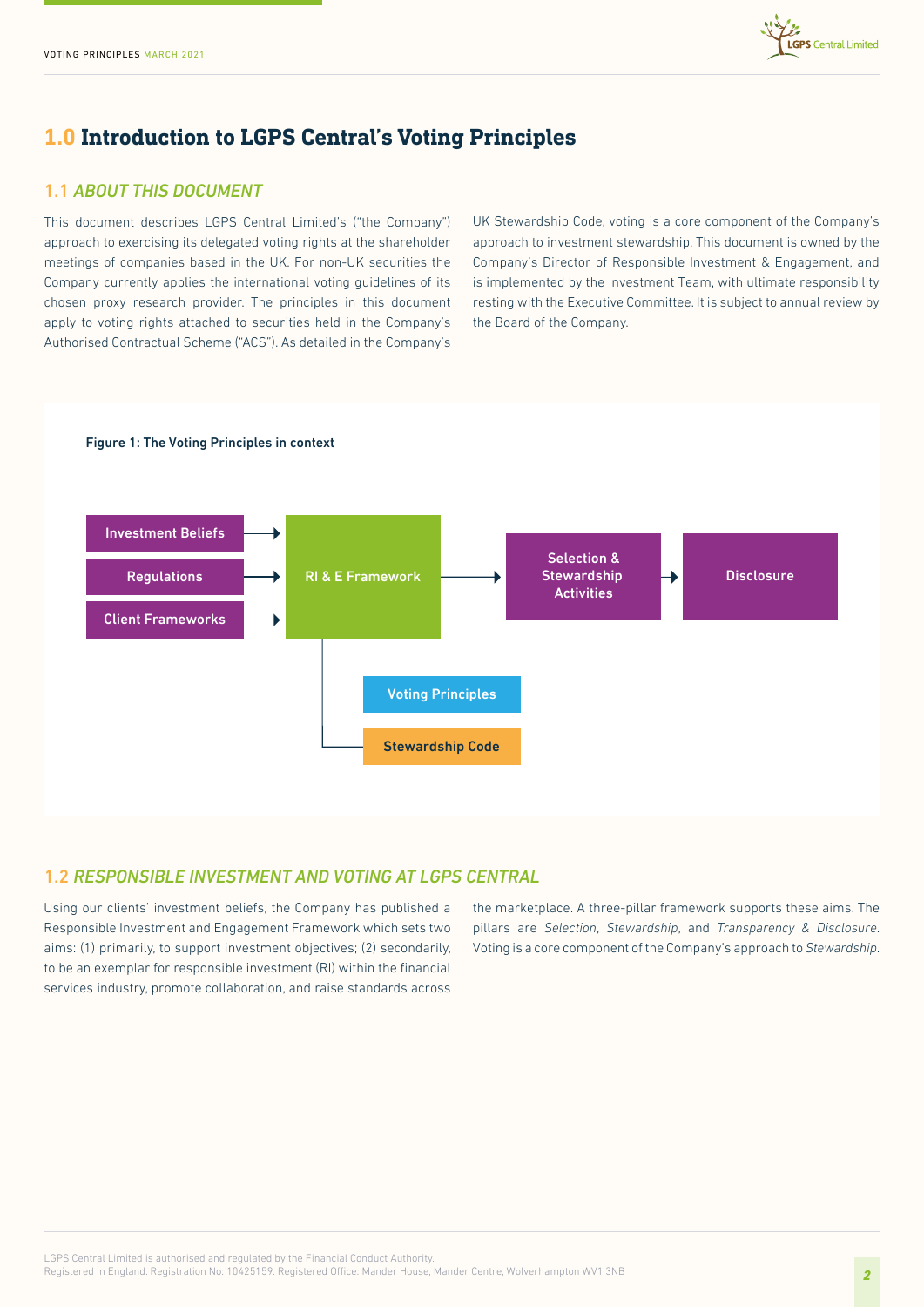# 1.0 Introduction to LGPS Central's Voting Principles

## 1.1 *ABOUT THIS DOCUMENT*

This document describes LGPS Central Limited's ("the Company") approach to exercising its delegated voting rights at the shareholder meetings of companies based in the UK. For non-UK securities the Company currently applies the international voting guidelines of its chosen proxy research provider. The principles in this document apply to voting rights attached to securities held in the Company's Authorised Contractual Scheme ("ACS"). As detailed in the Company's UK Stewardship Code, voting is a core component of the Company's approach to investment stewardship. This document is owned by the Company's Director of Responsible Investment & Engagement, and is implemented by the Investment Team, with ultimate responsibility resting with the Executive Committee. It is subject to annual review by the Board of the Company.

**Figure 1: The Voting Principles in context**

Investment Beliefs → RI & E Framework
Regulations → RI & E Framework
Client Frameworks → RI & E Framework
RI & E Framework → Selection & Stewardship Activities → Disclosure
RI & E Framework — Voting Principles
RI & E Framework — Stewardship Code

## 1.2 *RESPONSIBLE INVESTMENT AND VOTING AT LGPS CENTRAL*

Using our clients' investment beliefs, the Company has published a Responsible Investment and Engagement Framework which sets two aims: (1) primarily, to support investment objectives; (2) secondarily, to be an exemplar for responsible investment (RI) within the financial services industry, promote collaboration, and raise standards across the marketplace. A three-pillar framework supports these aims. The pillars are *Selection*, *Stewardship*, and *Transparency & Disclosure*. Voting is a core component of the Company's approach to *Stewardship*.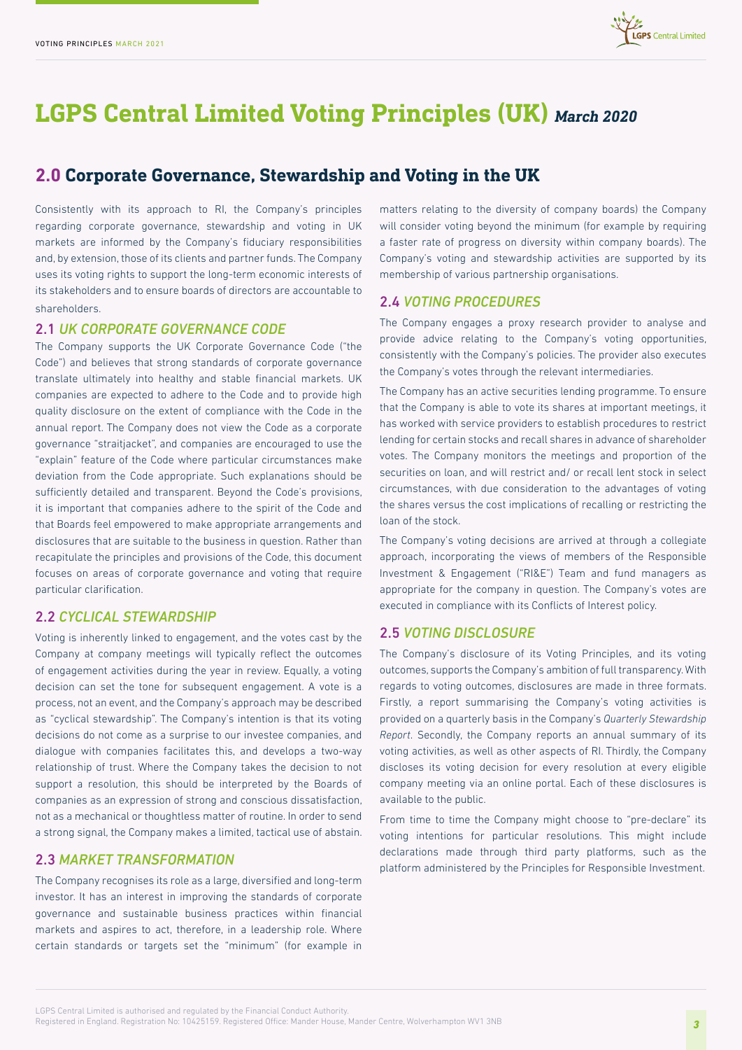# LGPS Central Limited Voting Principles (UK) *March 2020*

## 2.0 Corporate Governance, Stewardship and Voting in the UK

Consistently with its approach to RI, the Company's principles regarding corporate governance, stewardship and voting in UK markets are informed by the Company's fiduciary responsibilities and, by extension, those of its clients and partner funds. The Company uses its voting rights to support the long-term economic interests of its stakeholders and to ensure boards of directors are accountable to shareholders.

### 2.1 *UK CORPORATE GOVERNANCE CODE*

The Company supports the UK Corporate Governance Code ("the Code") and believes that strong standards of corporate governance translate ultimately into healthy and stable financial markets. UK companies are expected to adhere to the Code and to provide high quality disclosure on the extent of compliance with the Code in the annual report. The Company does not view the Code as a corporate governance "straitjacket", and companies are encouraged to use the "explain" feature of the Code where particular circumstances make deviation from the Code appropriate. Such explanations should be sufficiently detailed and transparent. Beyond the Code's provisions, it is important that companies adhere to the spirit of the Code and that Boards feel empowered to make appropriate arrangements and disclosures that are suitable to the business in question. Rather than recapitulate the principles and provisions of the Code, this document focuses on areas of corporate governance and voting that require particular clarification.

### 2.2 *CYCLICAL STEWARDSHIP*

Voting is inherently linked to engagement, and the votes cast by the Company at company meetings will typically reflect the outcomes of engagement activities during the year in review. Equally, a voting decision can set the tone for subsequent engagement. A vote is a process, not an event, and the Company's approach may be described as "cyclical stewardship". The Company's intention is that its voting decisions do not come as a surprise to our investee companies, and dialogue with companies facilitates this, and develops a two-way relationship of trust. Where the Company takes the decision to not support a resolution, this should be interpreted by the Boards of companies as an expression of strong and conscious dissatisfaction, not as a mechanical or thoughtless matter of routine. In order to send a strong signal, the Company makes a limited, tactical use of abstain.

### 2.3 *MARKET TRANSFORMATION*

The Company recognises its role as a large, diversified and long-term investor. It has an interest in improving the standards of corporate governance and sustainable business practices within financial markets and aspires to act, therefore, in a leadership role. Where certain standards or targets set the "minimum" (for example in matters relating to the diversity of company boards) the Company will consider voting beyond the minimum (for example by requiring a faster rate of progress on diversity within company boards). The Company's voting and stewardship activities are supported by its membership of various partnership organisations.

### 2.4 *VOTING PROCEDURES*

The Company engages a proxy research provider to analyse and provide advice relating to the Company's voting opportunities, consistently with the Company's policies. The provider also executes the Company's votes through the relevant intermediaries.

The Company has an active securities lending programme. To ensure that the Company is able to vote its shares at important meetings, it has worked with service providers to establish procedures to restrict lending for certain stocks and recall shares in advance of shareholder votes. The Company monitors the meetings and proportion of the securities on loan, and will restrict and/ or recall lent stock in select circumstances, with due consideration to the advantages of voting the shares versus the cost implications of recalling or restricting the loan of the stock.

The Company's voting decisions are arrived at through a collegiate approach, incorporating the views of members of the Responsible Investment & Engagement ("RI&E") Team and fund managers as appropriate for the company in question. The Company's votes are executed in compliance with its Conflicts of Interest policy.

### 2.5 *VOTING DISCLOSURE*

The Company's disclosure of its Voting Principles, and its voting outcomes, supports the Company's ambition of full transparency. With regards to voting outcomes, disclosures are made in three formats. Firstly, a report summarising the Company's voting activities is provided on a quarterly basis in the Company's *Quarterly Stewardship Report*. Secondly, the Company reports an annual summary of its voting activities, as well as other aspects of RI. Thirdly, the Company discloses its voting decision for every resolution at every eligible company meeting via an online portal. Each of these disclosures is available to the public.

From time to time the Company might choose to "pre-declare" its voting intentions for particular resolutions. This might include declarations made through third party platforms, such as the platform administered by the Principles for Responsible Investment.

LGPS Central Limited is authorised and regulated by the Financial Conduct Authority.
Registered in England. Registration No: 10425159. Registered Office: Mander House, Mander Centre, Wolverhampton WV1 3NB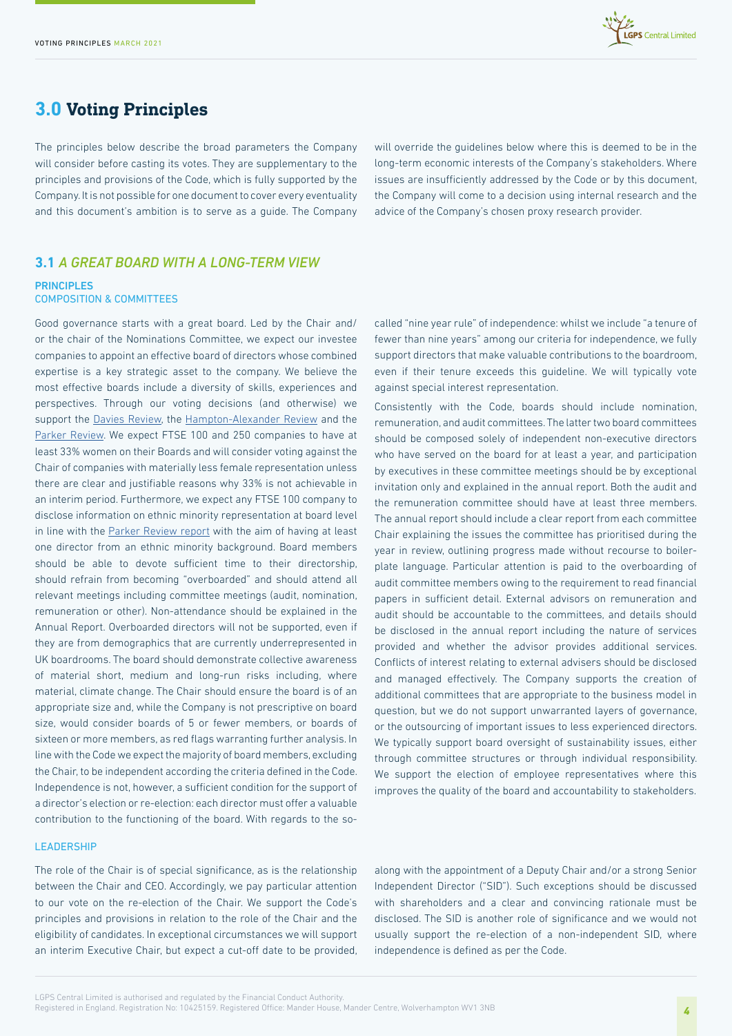## 3.0 Voting Principles

The principles below describe the broad parameters the Company will consider before casting its votes. They are supplementary to the principles and provisions of the Code, which is fully supported by the Company. It is not possible for one document to cover every eventuality and this document's ambition is to serve as a guide. The Company will override the guidelines below where this is deemed to be in the long-term economic interests of the Company's stakeholders. Where issues are insufficiently addressed by the Code or by this document, the Company will come to a decision using internal research and the advice of the Company's chosen proxy research provider.

### 3.1 *A GREAT BOARD WITH A LONG-TERM VIEW*

#### PRINCIPLES
#### COMPOSITION & COMMITTEES

Good governance starts with a great board. Led by the Chair and/or the chair of the Nominations Committee, we expect our investee companies to appoint an effective board of directors whose combined expertise is a key strategic asset to the company. We believe the most effective boards include a diversity of skills, experiences and perspectives. Through our voting decisions (and otherwise) we support the Davies Review, the Hampton-Alexander Review and the Parker Review. We expect FTSE 100 and 250 companies to have at least 33% women on their Boards and will consider voting against the Chair of companies with materially less female representation unless there are clear and justifiable reasons why 33% is not achievable in an interim period. Furthermore, we expect any FTSE 100 company to disclose information on ethnic minority representation at board level in line with the Parker Review report with the aim of having at least one director from an ethnic minority background. Board members should be able to devote sufficient time to their directorship, should refrain from becoming "overboarded" and should attend all relevant meetings including committee meetings (audit, nomination, remuneration or other). Non-attendance should be explained in the Annual Report. Overboarded directors will not be supported, even if they are from demographics that are currently underrepresented in UK boardrooms. The board should demonstrate collective awareness of material short, medium and long-run risks including, where material, climate change. The Chair should ensure the board is of an appropriate size and, while the Company is not prescriptive on board size, would consider boards of 5 or fewer members, or boards of sixteen or more members, as red flags warranting further analysis. In line with the Code we expect the majority of board members, excluding the Chair, to be independent according the criteria defined in the Code. Independence is not, however, a sufficient condition for the support of a director's election or re-election: each director must offer a valuable contribution to the functioning of the board. With regards to the so-called "nine year rule" of independence: whilst we include "a tenure of fewer than nine years" among our criteria for independence, we fully support directors that make valuable contributions to the boardroom, even if their tenure exceeds this guideline. We will typically vote against special interest representation.

Consistently with the Code, boards should include nomination, remuneration, and audit committees. The latter two board committees should be composed solely of independent non-executive directors who have served on the board for at least a year, and participation by executives in these committee meetings should be by exceptional invitation only and explained in the annual report. Both the audit and the remuneration committee should have at least three members. The annual report should include a clear report from each committee Chair explaining the issues the committee has prioritised during the year in review, outlining progress made without recourse to boiler-plate language. Particular attention is paid to the overboarding of audit committee members owing to the requirement to read financial papers in sufficient detail. External advisors on remuneration and audit should be accountable to the committees, and details should be disclosed in the annual report including the nature of services provided and whether the advisor provides additional services. Conflicts of interest relating to external advisers should be disclosed and managed effectively. The Company supports the creation of additional committees that are appropriate to the business model in question, but we do not support unwarranted layers of governance, or the outsourcing of important issues to less experienced directors. We typically support board oversight of sustainability issues, either through committee structures or through individual responsibility. We support the election of employee representatives where this improves the quality of the board and accountability to stakeholders.

#### LEADERSHIP

The role of the Chair is of special significance, as is the relationship between the Chair and CEO. Accordingly, we pay particular attention to our vote on the re-election of the Chair. We support the Code's principles and provisions in relation to the role of the Chair and the eligibility of candidates. In exceptional circumstances we will support an interim Executive Chair, but expect a cut-off date to be provided, along with the appointment of a Deputy Chair and/or a strong Senior Independent Director ("SID"). Such exceptions should be discussed with shareholders and a clear and convincing rationale must be disclosed. The SID is another role of significance and we would not usually support the re-election of a non-independent SID, where independence is defined as per the Code.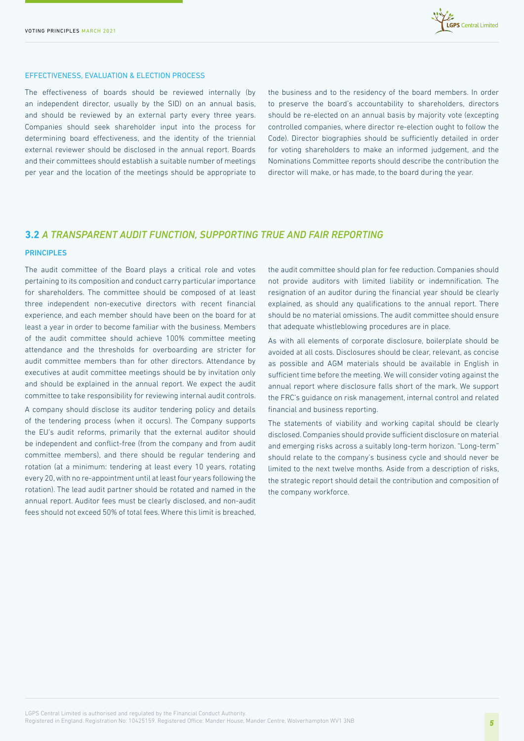### EFFECTIVENESS, EVALUATION & ELECTION PROCESS

The effectiveness of boards should be reviewed internally (by an independent director, usually by the SID) on an annual basis, and should be reviewed by an external party every three years. Companies should seek shareholder input into the process for determining board effectiveness, and the identity of the triennial external reviewer should be disclosed in the annual report. Boards and their committees should establish a suitable number of meetings per year and the location of the meetings should be appropriate to the business and to the residency of the board members. In order to preserve the board's accountability to shareholders, directors should be re-elected on an annual basis by majority vote (excepting controlled companies, where director re-election ought to follow the Code). Director biographies should be sufficiently detailed in order for voting shareholders to make an informed judgement, and the Nominations Committee reports should describe the contribution the director will make, or has made, to the board during the year.

## 3.2 *A TRANSPARENT AUDIT FUNCTION, SUPPORTING TRUE AND FAIR REPORTING*

### PRINCIPLES

The audit committee of the Board plays a critical role and votes pertaining to its composition and conduct carry particular importance for shareholders. The committee should be composed of at least three independent non-executive directors with recent financial experience, and each member should have been on the board for at least a year in order to become familiar with the business. Members of the audit committee should achieve 100% committee meeting attendance and the thresholds for overboarding are stricter for audit committee members than for other directors. Attendance by executives at audit committee meetings should be by invitation only and should be explained in the annual report. We expect the audit committee to take responsibility for reviewing internal audit controls.

A company should disclose its auditor tendering policy and details of the tendering process (when it occurs). The Company supports the EU's audit reforms, primarily that the external auditor should be independent and conflict-free (from the company and from audit committee members), and there should be regular tendering and rotation (at a minimum: tendering at least every 10 years, rotating every 20, with no re-appointment until at least four years following the rotation). The lead audit partner should be rotated and named in the annual report. Auditor fees must be clearly disclosed, and non-audit fees should not exceed 50% of total fees. Where this limit is breached, the audit committee should plan for fee reduction. Companies should not provide auditors with limited liability or indemnification. The resignation of an auditor during the financial year should be clearly explained, as should any qualifications to the annual report. There should be no material omissions. The audit committee should ensure that adequate whistleblowing procedures are in place.

As with all elements of corporate disclosure, boilerplate should be avoided at all costs. Disclosures should be clear, relevant, as concise as possible and AGM materials should be available in English in sufficient time before the meeting. We will consider voting against the annual report where disclosure falls short of the mark. We support the FRC's guidance on risk management, internal control and related financial and business reporting.

The statements of viability and working capital should be clearly disclosed. Companies should provide sufficient disclosure on material and emerging risks across a suitably long-term horizon. "Long-term" should relate to the company's business cycle and should never be limited to the next twelve months. Aside from a description of risks, the strategic report should detail the contribution and composition of the company workforce.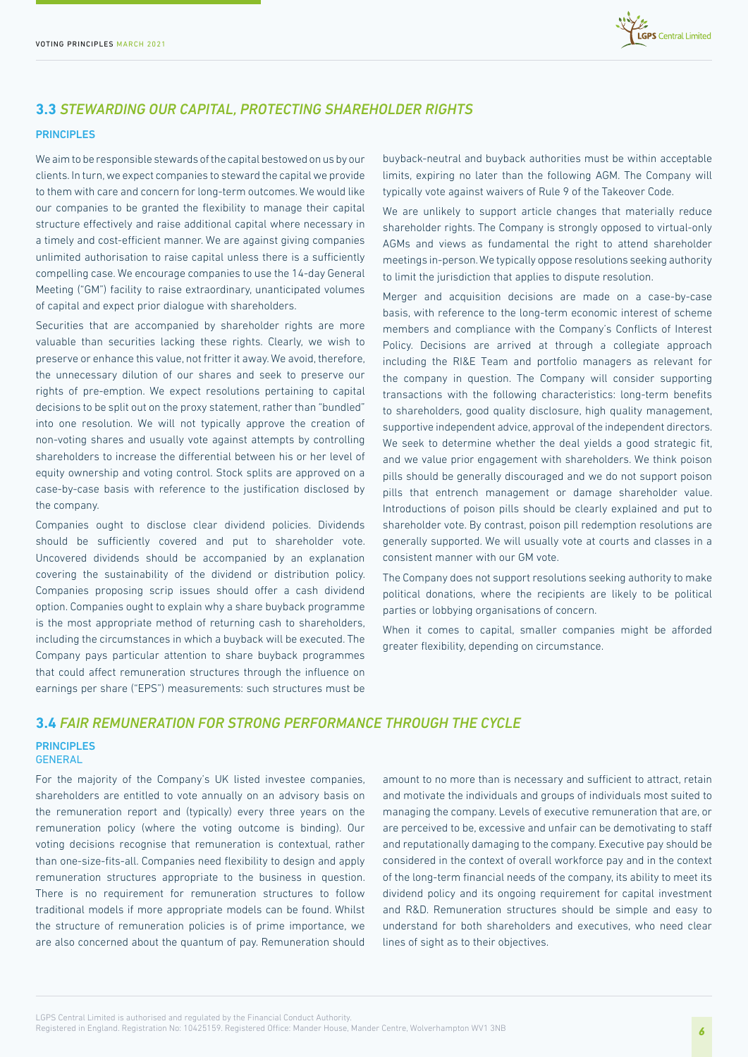## 3.3 *STEWARDING OUR CAPITAL, PROTECTING SHAREHOLDER RIGHTS*

### PRINCIPLES

We aim to be responsible stewards of the capital bestowed on us by our clients. In turn, we expect companies to steward the capital we provide to them with care and concern for long-term outcomes. We would like our companies to be granted the flexibility to manage their capital structure effectively and raise additional capital where necessary in a timely and cost-efficient manner. We are against giving companies unlimited authorisation to raise capital unless there is a sufficiently compelling case. We encourage companies to use the 14-day General Meeting ("GM") facility to raise extraordinary, unanticipated volumes of capital and expect prior dialogue with shareholders.

Securities that are accompanied by shareholder rights are more valuable than securities lacking these rights. Clearly, we wish to preserve or enhance this value, not fritter it away. We avoid, therefore, the unnecessary dilution of our shares and seek to preserve our rights of pre-emption. We expect resolutions pertaining to capital decisions to be split out on the proxy statement, rather than "bundled" into one resolution. We will not typically approve the creation of non-voting shares and usually vote against attempts by controlling shareholders to increase the differential between his or her level of equity ownership and voting control. Stock splits are approved on a case-by-case basis with reference to the justification disclosed by the company.

Companies ought to disclose clear dividend policies. Dividends should be sufficiently covered and put to shareholder vote. Uncovered dividends should be accompanied by an explanation covering the sustainability of the dividend or distribution policy. Companies proposing scrip issues should offer a cash dividend option. Companies ought to explain why a share buyback programme is the most appropriate method of returning cash to shareholders, including the circumstances in which a buyback will be executed. The Company pays particular attention to share buyback programmes that could affect remuneration structures through the influence on earnings per share ("EPS") measurements: such structures must be buyback-neutral and buyback authorities must be within acceptable limits, expiring no later than the following AGM. The Company will typically vote against waivers of Rule 9 of the Takeover Code.

We are unlikely to support article changes that materially reduce shareholder rights. The Company is strongly opposed to virtual-only AGMs and views as fundamental the right to attend shareholder meetings in-person. We typically oppose resolutions seeking authority to limit the jurisdiction that applies to dispute resolution.

Merger and acquisition decisions are made on a case-by-case basis, with reference to the long-term economic interest of scheme members and compliance with the Company's Conflicts of Interest Policy. Decisions are arrived at through a collegiate approach including the RI&E Team and portfolio managers as relevant for the company in question. The Company will consider supporting transactions with the following characteristics: long-term benefits to shareholders, good quality disclosure, high quality management, supportive independent advice, approval of the independent directors. We seek to determine whether the deal yields a good strategic fit, and we value prior engagement with shareholders. We think poison pills should be generally discouraged and we do not support poison pills that entrench management or damage shareholder value. Introductions of poison pills should be clearly explained and put to shareholder vote. By contrast, poison pill redemption resolutions are generally supported. We will usually vote at courts and classes in a consistent manner with our GM vote.

The Company does not support resolutions seeking authority to make political donations, where the recipients are likely to be political parties or lobbying organisations of concern.

When it comes to capital, smaller companies might be afforded greater flexibility, depending on circumstance.

## 3.4 *FAIR REMUNERATION FOR STRONG PERFORMANCE THROUGH THE CYCLE*

### PRINCIPLES

#### GENERAL

For the majority of the Company's UK listed investee companies, shareholders are entitled to vote annually on an advisory basis on the remuneration report and (typically) every three years on the remuneration policy (where the voting outcome is binding). Our voting decisions recognise that remuneration is contextual, rather than one-size-fits-all. Companies need flexibility to design and apply remuneration structures appropriate to the business in question. There is no requirement for remuneration structures to follow traditional models if more appropriate models can be found. Whilst the structure of remuneration policies is of prime importance, we are also concerned about the quantum of pay. Remuneration should amount to no more than is necessary and sufficient to attract, retain and motivate the individuals and groups of individuals most suited to managing the company. Levels of executive remuneration that are, or are perceived to be, excessive and unfair can be demotivating to staff and reputationally damaging to the company. Executive pay should be considered in the context of overall workforce pay and in the context of the long-term financial needs of the company, its ability to meet its dividend policy and its ongoing requirement for capital investment and R&D. Remuneration structures should be simple and easy to understand for both shareholders and executives, who need clear lines of sight as to their objectives.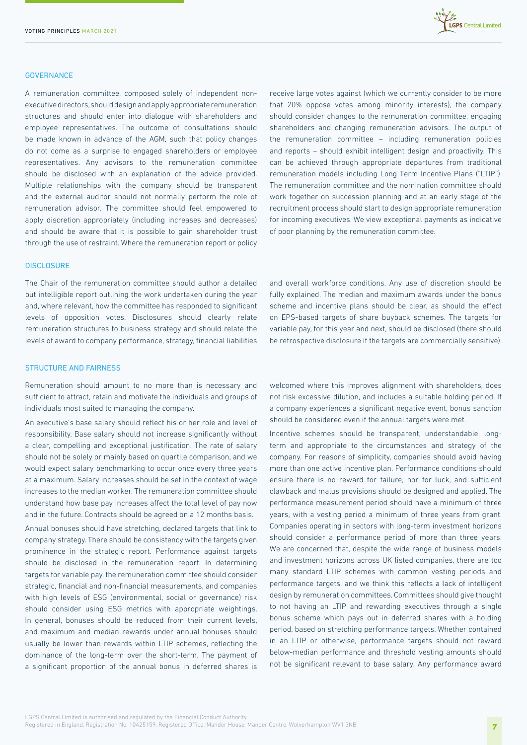## GOVERNANCE

A remuneration committee, composed solely of independent non-executive directors, should design and apply appropriate remuneration structures and should enter into dialogue with shareholders and employee representatives. The outcome of consultations should be made known in advance of the AGM, such that policy changes do not come as a surprise to engaged shareholders or employee representatives. Any advisors to the remuneration committee should be disclosed with an explanation of the advice provided. Multiple relationships with the company should be transparent and the external auditor should not normally perform the role of remuneration advisor. The committee should feel empowered to apply discretion appropriately (including increases and decreases) and should be aware that it is possible to gain shareholder trust through the use of restraint. Where the remuneration report or policy receive large votes against (which we currently consider to be more that 20% oppose votes among minority interests), the company should consider changes to the remuneration committee, engaging shareholders and changing remuneration advisors. The output of the remuneration committee – including remuneration policies and reports – should exhibit intelligent design and proactivity. This can be achieved through appropriate departures from traditional remuneration models including Long Term Incentive Plans ("LTIP"). The remuneration committee and the nomination committee should work together on succession planning and at an early stage of the recruitment process should start to design appropriate remuneration for incoming executives. We view exceptional payments as indicative of poor planning by the remuneration committee.

## DISCLOSURE

The Chair of the remuneration committee should author a detailed but intelligible report outlining the work undertaken during the year and, where relevant, how the committee has responded to significant levels of opposition votes. Disclosures should clearly relate remuneration structures to business strategy and should relate the levels of award to company performance, strategy, financial liabilities and overall workforce conditions. Any use of discretion should be fully explained. The median and maximum awards under the bonus scheme and incentive plans should be clear, as should the effect on EPS-based targets of share buyback schemes. The targets for variable pay, for this year and next, should be disclosed (there should be retrospective disclosure if the targets are commercially sensitive).

## STRUCTURE AND FAIRNESS

Remuneration should amount to no more than is necessary and sufficient to attract, retain and motivate the individuals and groups of individuals most suited to managing the company.

An executive's base salary should reflect his or her role and level of responsibility. Base salary should not increase significantly without a clear, compelling and exceptional justification. The rate of salary should not be solely or mainly based on quartile comparison, and we would expect salary benchmarking to occur once every three years at a maximum. Salary increases should be set in the context of wage increases to the median worker. The remuneration committee should understand how base pay increases affect the total level of pay now and in the future. Contracts should be agreed on a 12 months basis.

Annual bonuses should have stretching, declared targets that link to company strategy. There should be consistency with the targets given prominence in the strategic report. Performance against targets should be disclosed in the remuneration report. In determining targets for variable pay, the remuneration committee should consider strategic, financial and non-financial measurements, and companies with high levels of ESG (environmental, social or governance) risk should consider using ESG metrics with appropriate weightings. In general, bonuses should be reduced from their current levels, and maximum and median rewards under annual bonuses should usually be lower than rewards within LTIP schemes, reflecting the dominance of the long-term over the short-term. The payment of a significant proportion of the annual bonus in deferred shares is welcomed where this improves alignment with shareholders, does not risk excessive dilution, and includes a suitable holding period. If a company experiences a significant negative event, bonus sanction should be considered even if the annual targets were met.

Incentive schemes should be transparent, understandable, long-term and appropriate to the circumstances and strategy of the company. For reasons of simplicity, companies should avoid having more than one active incentive plan. Performance conditions should ensure there is no reward for failure, nor for luck, and sufficient clawback and malus provisions should be designed and applied. The performance measurement period should have a minimum of three years, with a vesting period a minimum of three years from grant. Companies operating in sectors with long-term investment horizons should consider a performance period of more than three years. We are concerned that, despite the wide range of business models and investment horizons across UK listed companies, there are too many standard LTIP schemes with common vesting periods and performance targets, and we think this reflects a lack of intelligent design by remuneration committees. Committees should give thought to not having an LTIP and rewarding executives through a single bonus scheme which pays out in deferred shares with a holding period, based on stretching performance targets. Whether contained in an LTIP or otherwise, performance targets should not reward below-median performance and threshold vesting amounts should not be significant relevant to base salary. Any performance award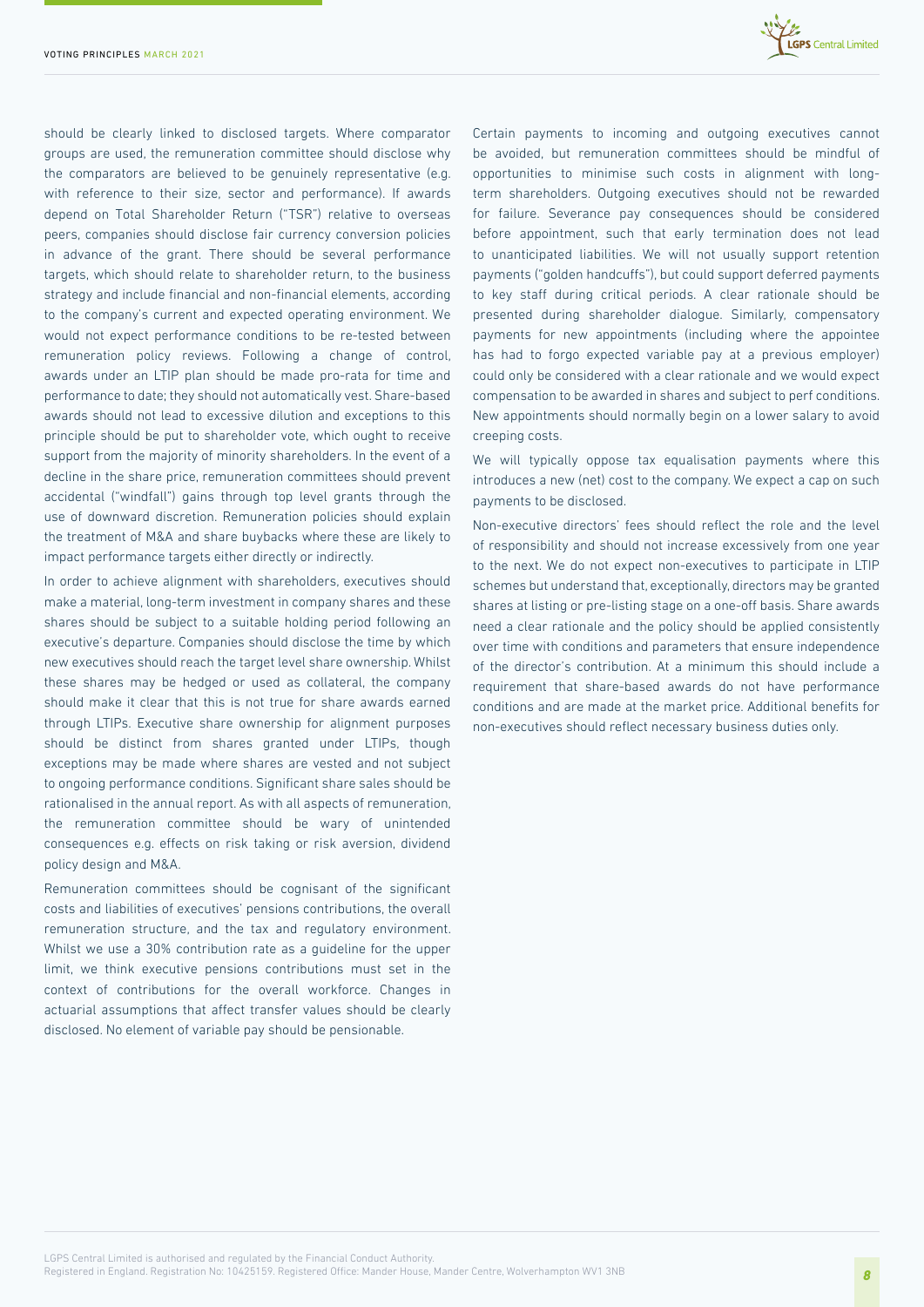should be clearly linked to disclosed targets. Where comparator groups are used, the remuneration committee should disclose why the comparators are believed to be genuinely representative (e.g. with reference to their size, sector and performance). If awards depend on Total Shareholder Return ("TSR") relative to overseas peers, companies should disclose fair currency conversion policies in advance of the grant. There should be several performance targets, which should relate to shareholder return, to the business strategy and include financial and non-financial elements, according to the company's current and expected operating environment. We would not expect performance conditions to be re-tested between remuneration policy reviews. Following a change of control, awards under an LTIP plan should be made pro-rata for time and performance to date; they should not automatically vest. Share-based awards should not lead to excessive dilution and exceptions to this principle should be put to shareholder vote, which ought to receive support from the majority of minority shareholders. In the event of a decline in the share price, remuneration committees should prevent accidental ("windfall") gains through top level grants through the use of downward discretion. Remuneration policies should explain the treatment of M&A and share buybacks where these are likely to impact performance targets either directly or indirectly.

In order to achieve alignment with shareholders, executives should make a material, long-term investment in company shares and these shares should be subject to a suitable holding period following an executive's departure. Companies should disclose the time by which new executives should reach the target level share ownership. Whilst these shares may be hedged or used as collateral, the company should make it clear that this is not true for share awards earned through LTIPs. Executive share ownership for alignment purposes should be distinct from shares granted under LTIPs, though exceptions may be made where shares are vested and not subject to ongoing performance conditions. Significant share sales should be rationalised in the annual report. As with all aspects of remuneration, the remuneration committee should be wary of unintended consequences e.g. effects on risk taking or risk aversion, dividend policy design and M&A.

Remuneration committees should be cognisant of the significant costs and liabilities of executives' pensions contributions, the overall remuneration structure, and the tax and regulatory environment. Whilst we use a 30% contribution rate as a guideline for the upper limit, we think executive pensions contributions must set in the context of contributions for the overall workforce. Changes in actuarial assumptions that affect transfer values should be clearly disclosed. No element of variable pay should be pensionable.

Certain payments to incoming and outgoing executives cannot be avoided, but remuneration committees should be mindful of opportunities to minimise such costs in alignment with long-term shareholders. Outgoing executives should not be rewarded for failure. Severance pay consequences should be considered before appointment, such that early termination does not lead to unanticipated liabilities. We will not usually support retention payments ("golden handcuffs"), but could support deferred payments to key staff during critical periods. A clear rationale should be presented during shareholder dialogue. Similarly, compensatory payments for new appointments (including where the appointee has had to forgo expected variable pay at a previous employer) could only be considered with a clear rationale and we would expect compensation to be awarded in shares and subject to perf conditions. New appointments should normally begin on a lower salary to avoid creeping costs.

We will typically oppose tax equalisation payments where this introduces a new (net) cost to the company. We expect a cap on such payments to be disclosed.

Non-executive directors' fees should reflect the role and the level of responsibility and should not increase excessively from one year to the next. We do not expect non-executives to participate in LTIP schemes but understand that, exceptionally, directors may be granted shares at listing or pre-listing stage on a one-off basis. Share awards need a clear rationale and the policy should be applied consistently over time with conditions and parameters that ensure independence of the director's contribution. At a minimum this should include a requirement that share-based awards do not have performance conditions and are made at the market price. Additional benefits for non-executives should reflect necessary business duties only.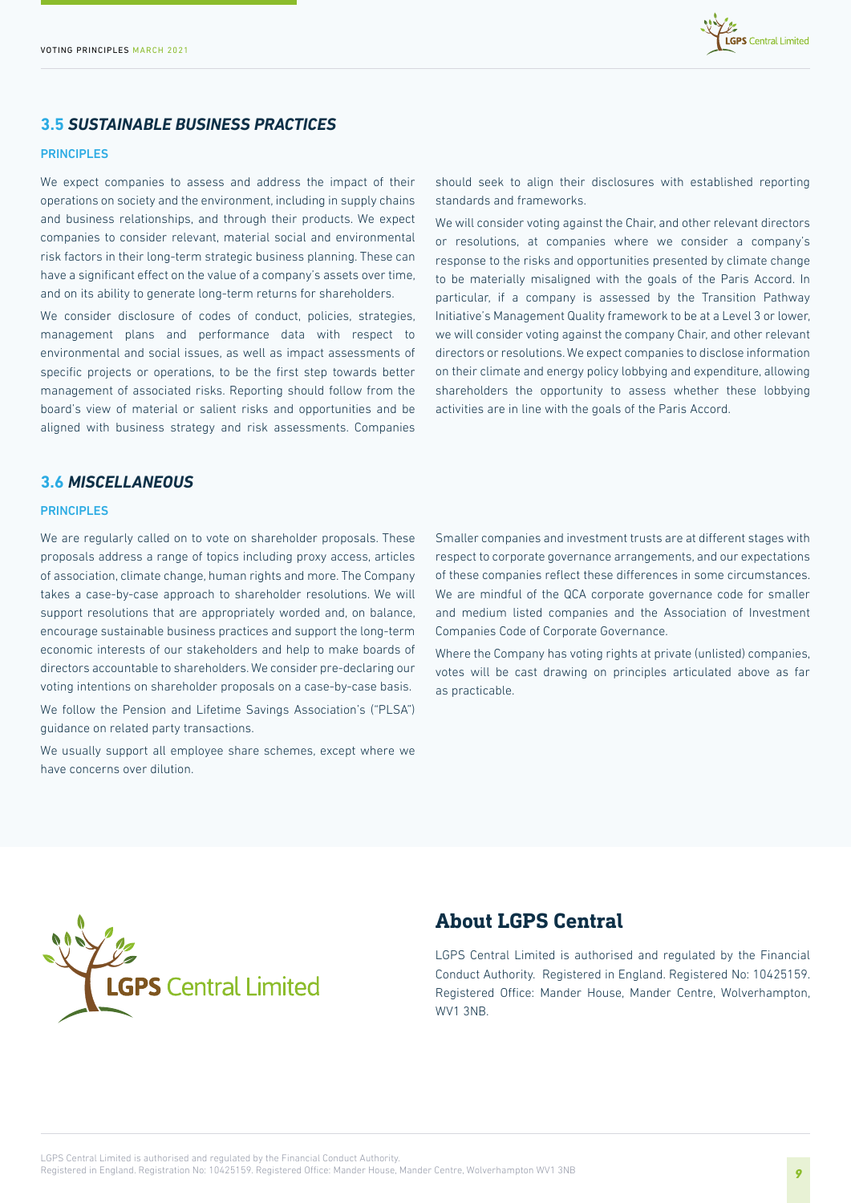## 3.5 *SUSTAINABLE BUSINESS PRACTICES*

### PRINCIPLES

We expect companies to assess and address the impact of their operations on society and the environment, including in supply chains and business relationships, and through their products. We expect companies to consider relevant, material social and environmental risk factors in their long-term strategic business planning. These can have a significant effect on the value of a company's assets over time, and on its ability to generate long-term returns for shareholders.

We consider disclosure of codes of conduct, policies, strategies, management plans and performance data with respect to environmental and social issues, as well as impact assessments of specific projects or operations, to be the first step towards better management of associated risks. Reporting should follow from the board's view of material or salient risks and opportunities and be aligned with business strategy and risk assessments. Companies should seek to align their disclosures with established reporting standards and frameworks.

We will consider voting against the Chair, and other relevant directors or resolutions, at companies where we consider a company's response to the risks and opportunities presented by climate change to be materially misaligned with the goals of the Paris Accord. In particular, if a company is assessed by the Transition Pathway Initiative's Management Quality framework to be at a Level 3 or lower, we will consider voting against the company Chair, and other relevant directors or resolutions. We expect companies to disclose information on their climate and energy policy lobbying and expenditure, allowing shareholders the opportunity to assess whether these lobbying activities are in line with the goals of the Paris Accord.

## 3.6 *MISCELLANEOUS*

### PRINCIPLES

We are regularly called on to vote on shareholder proposals. These proposals address a range of topics including proxy access, articles of association, climate change, human rights and more. The Company takes a case-by-case approach to shareholder resolutions. We will support resolutions that are appropriately worded and, on balance, encourage sustainable business practices and support the long-term economic interests of our stakeholders and help to make boards of directors accountable to shareholders. We consider pre-declaring our voting intentions on shareholder proposals on a case-by-case basis.

We follow the Pension and Lifetime Savings Association's ("PLSA") guidance on related party transactions.

We usually support all employee share schemes, except where we have concerns over dilution.

Smaller companies and investment trusts are at different stages with respect to corporate governance arrangements, and our expectations of these companies reflect these differences in some circumstances. We are mindful of the QCA corporate governance code for smaller and medium listed companies and the Association of Investment Companies Code of Corporate Governance.

Where the Company has voting rights at private (unlisted) companies, votes will be cast drawing on principles articulated above as far as practicable.

LGPS Central Limited

## About LGPS Central

LGPS Central Limited is authorised and regulated by the Financial Conduct Authority. Registered in England. Registered No: 10425159. Registered Office: Mander House, Mander Centre, Wolverhampton, WV1 3NB.